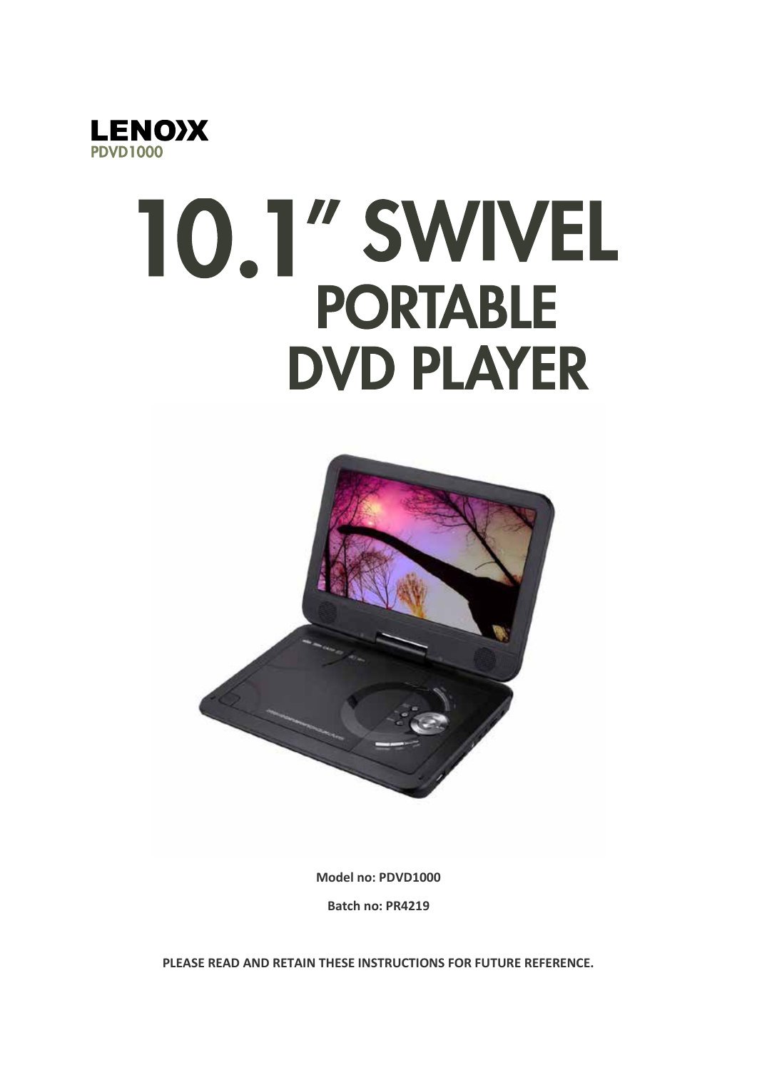LENOXX

PDVD1000

# 10.1" SWIVEL PORTABLE DVD PLAYER

**Model no: PDVD1000**

**Batch no: PR4219**

**PLEASE READ AND RETAIN THESE INSTRUCTIONS FOR FUTURE REFERENCE.**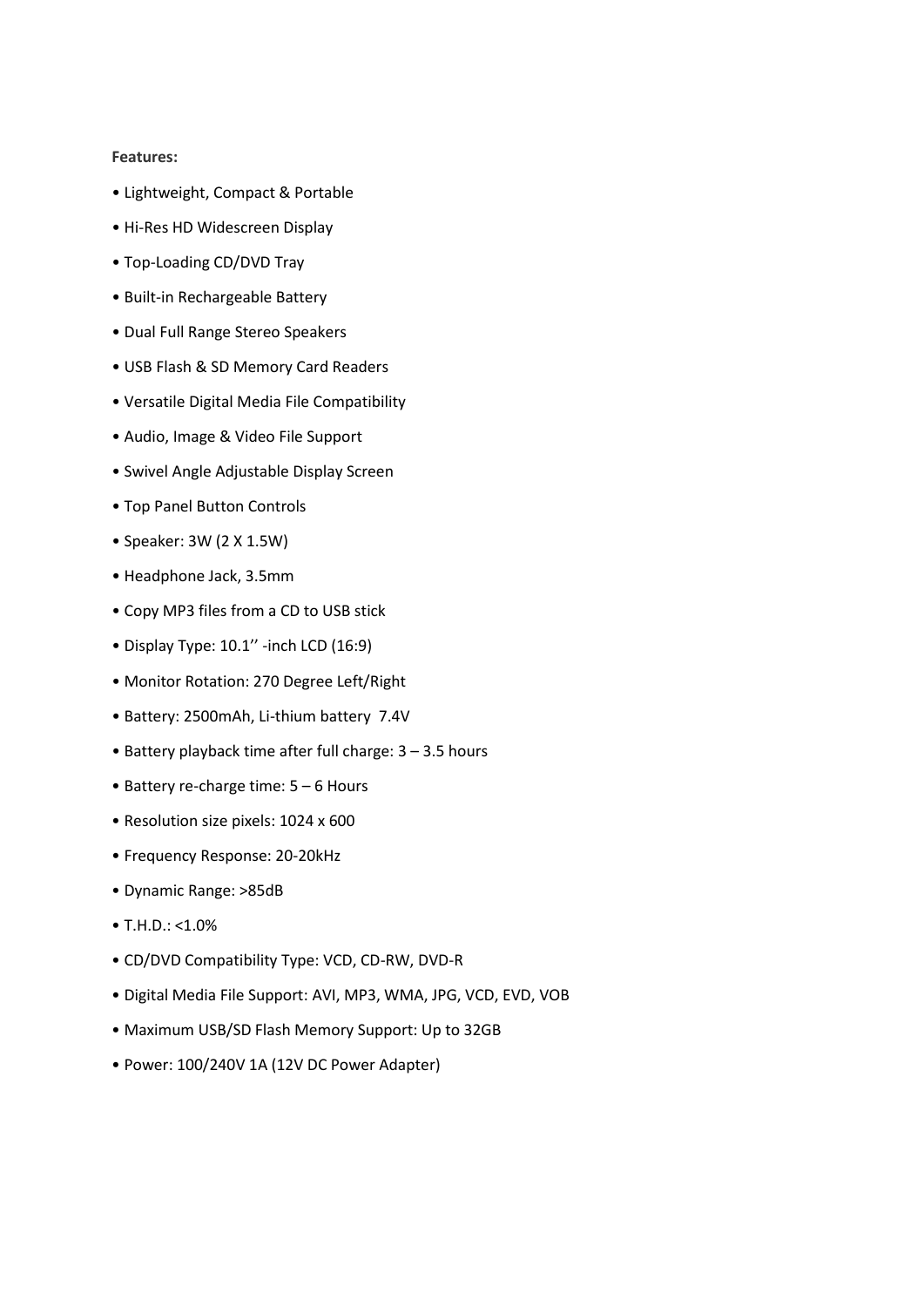**Features:**

- Lightweight, Compact & Portable
- Hi-Res HD Widescreen Display
- Top-Loading CD/DVD Tray
- Built-in Rechargeable Battery
- Dual Full Range Stereo Speakers
- USB Flash & SD Memory Card Readers
- Versatile Digital Media File Compatibility
- Audio, Image & Video File Support
- Swivel Angle Adjustable Display Screen
- Top Panel Button Controls
- Speaker: 3W (2 X 1.5W)
- Headphone Jack, 3.5mm
- Copy MP3 files from a CD to USB stick
- Display Type: 10.1'' -inch LCD (16:9)
- Monitor Rotation: 270 Degree Left/Right
- Battery: 2500mAh, Li-thium battery 7.4V
- Battery playback time after full charge: 3 – 3.5 hours
- Battery re-charge time: 5 – 6 Hours
- Resolution size pixels: 1024 x 600
- Frequency Response: 20-20kHz
- Dynamic Range: >85dB
- T.H.D.: <1.0%
- CD/DVD Compatibility Type: VCD, CD-RW, DVD-R
- Digital Media File Support: AVI, MP3, WMA, JPG, VCD, EVD, VOB
- Maximum USB/SD Flash Memory Support: Up to 32GB
- Power: 100/240V 1A (12V DC Power Adapter)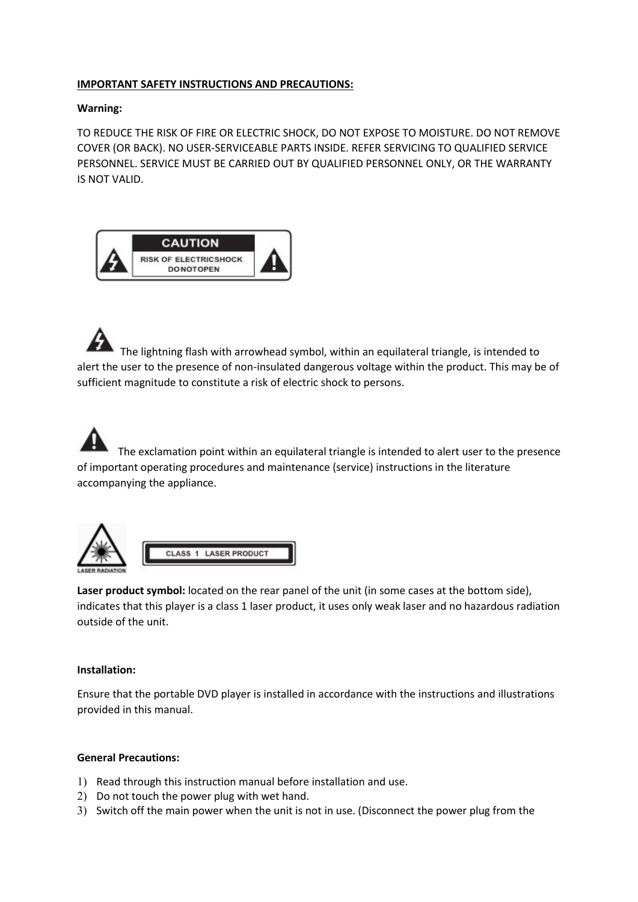**IMPORTANT SAFETY INSTRUCTIONS AND PRECAUTIONS:**

**Warning:**

TO REDUCE THE RISK OF FIRE OR ELECTRIC SHOCK, DO NOT EXPOSE TO MOISTURE. DO NOT REMOVE COVER (OR BACK). NO USER-SERVICEABLE PARTS INSIDE. REFER SERVICING TO QUALIFIED SERVICE PERSONNEL. SERVICE MUST BE CARRIED OUT BY QUALIFIED PERSONNEL ONLY, OR THE WARRANTY IS NOT VALID.

CAUTION
RISK OF ELECTRICSHOCK
DONOTOPEN

The lightning flash with arrowhead symbol, within an equilateral triangle, is intended to alert the user to the presence of non-insulated dangerous voltage within the product. This may be of sufficient magnitude to constitute a risk of electric shock to persons.

The exclamation point within an equilateral triangle is intended to alert user to the presence of important operating procedures and maintenance (service) instructions in the literature accompanying the appliance.

LASER RADIATION

CLASS 1 LASER PRODUCT

**Laser product symbol:** located on the rear panel of the unit (in some cases at the bottom side), indicates that this player is a class 1 laser product, it uses only weak laser and no hazardous radiation outside of the unit.

**Installation:**

Ensure that the portable DVD player is installed in accordance with the instructions and illustrations provided in this manual.

**General Precautions:**

1) Read through this instruction manual before installation and use.
2) Do not touch the power plug with wet hand.
3) Switch off the main power when the unit is not in use. (Disconnect the power plug from the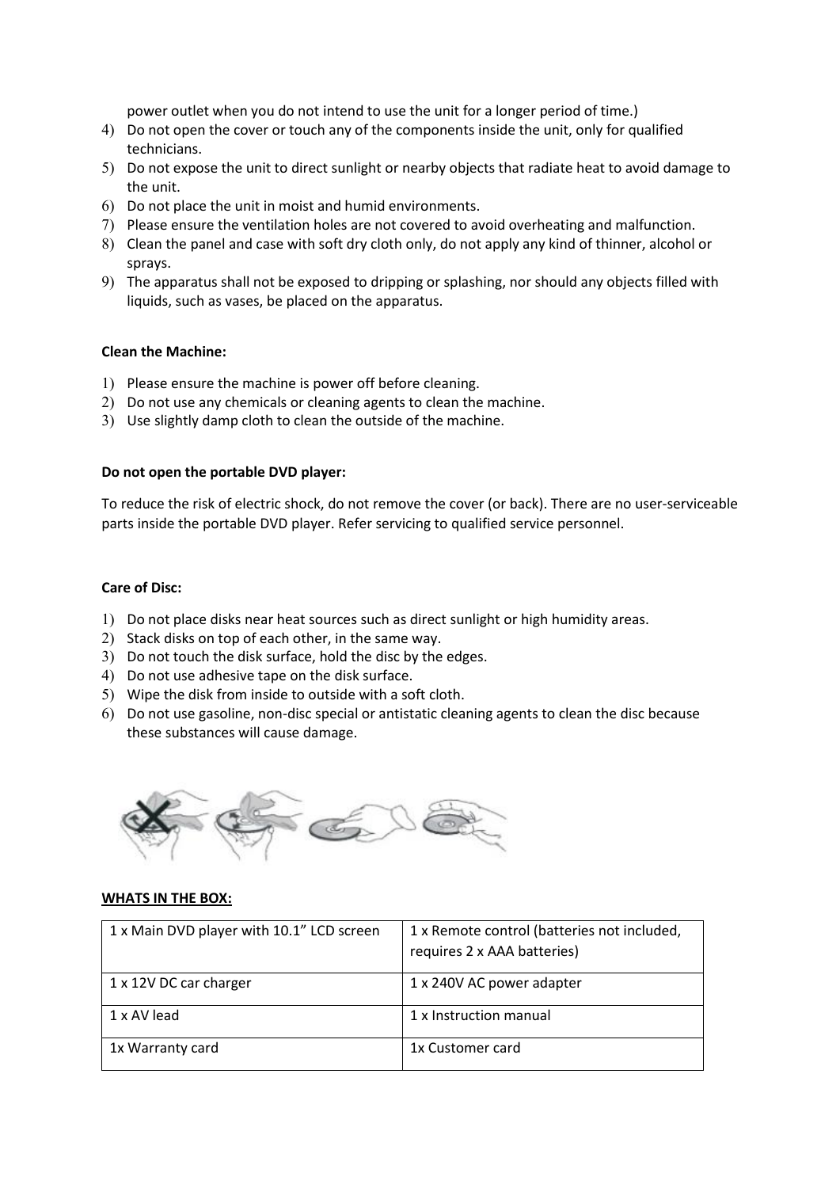power outlet when you do not intend to use the unit for a longer period of time.)

4) Do not open the cover or touch any of the components inside the unit, only for qualified technicians.
5) Do not expose the unit to direct sunlight or nearby objects that radiate heat to avoid damage to the unit.
6) Do not place the unit in moist and humid environments.
7) Please ensure the ventilation holes are not covered to avoid overheating and malfunction.
8) Clean the panel and case with soft dry cloth only, do not apply any kind of thinner, alcohol or sprays.
9) The apparatus shall not be exposed to dripping or splashing, nor should any objects filled with liquids, such as vases, be placed on the apparatus.

**Clean the Machine:**

1) Please ensure the machine is power off before cleaning.
2) Do not use any chemicals or cleaning agents to clean the machine.
3) Use slightly damp cloth to clean the outside of the machine.

**Do not open the portable DVD player:**

To reduce the risk of electric shock, do not remove the cover (or back). There are no user-serviceable parts inside the portable DVD player. Refer servicing to qualified service personnel.

**Care of Disc:**

1) Do not place disks near heat sources such as direct sunlight or high humidity areas.
2) Stack disks on top of each other, in the same way.
3) Do not touch the disk surface, hold the disc by the edges.
4) Do not use adhesive tape on the disk surface.
5) Wipe the disk from inside to outside with a soft cloth.
6) Do not use gasoline, non-disc special or antistatic cleaning agents to clean the disc because these substances will cause damage.

**WHATS IN THE BOX:**

| 1 x Main DVD player with 10.1" LCD screen | 1 x Remote control (batteries not included, requires 2 x AAA batteries) |
|---|---|
| 1 x 12V DC car charger | 1 x 240V AC power adapter |
| 1 x AV lead | 1 x Instruction manual |
| 1x Warranty card | 1x Customer card |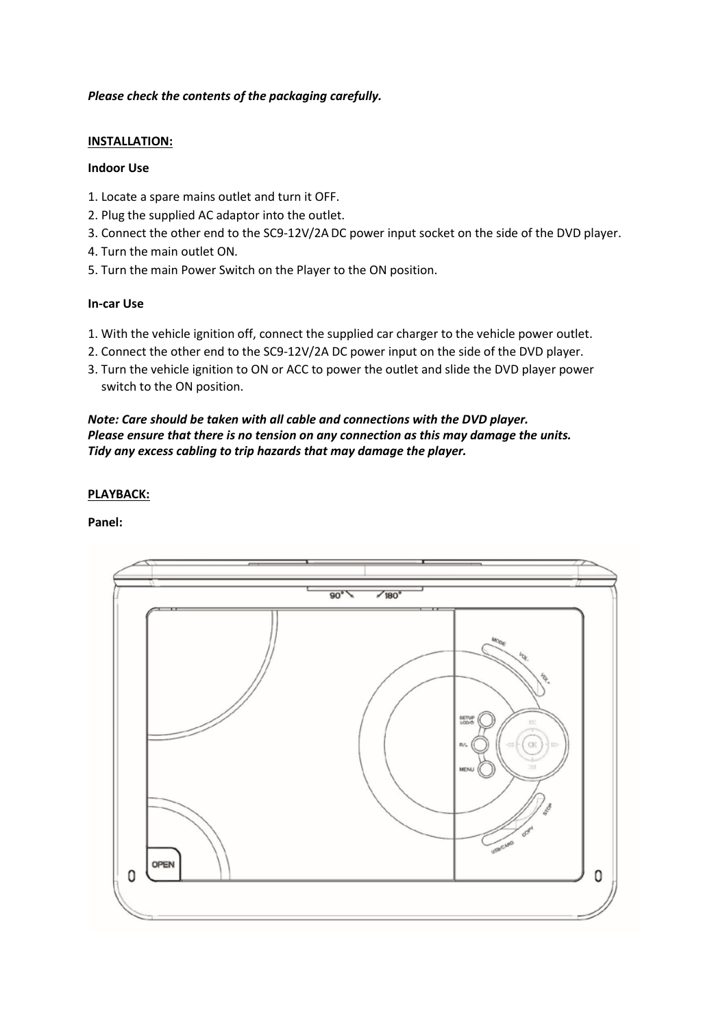***Please check the contents of the packaging carefully.***

**INSTALLATION:**

**Indoor Use**

1. Locate a spare mains outlet and turn it OFF.
2. Plug the supplied AC adaptor into the outlet.
3. Connect the other end to the SC9-12V/2A DC power input socket on the side of the DVD player.
4. Turn the main outlet ON.
5. Turn the main Power Switch on the Player to the ON position.

**In-car Use**

1. With the vehicle ignition off, connect the supplied car charger to the vehicle power outlet.
2. Connect the other end to the SC9-12V/2A DC power input on the side of the DVD player.
3. Turn the vehicle ignition to ON or ACC to power the outlet and slide the DVD player power switch to the ON position.

***Note: Care should be taken with all cable and connections with the DVD player.***
***Please ensure that there is no tension on any connection as this may damage the units.***
***Tidy any excess cabling to trip hazards that may damage the player.***

**PLAYBACK:**

**Panel:**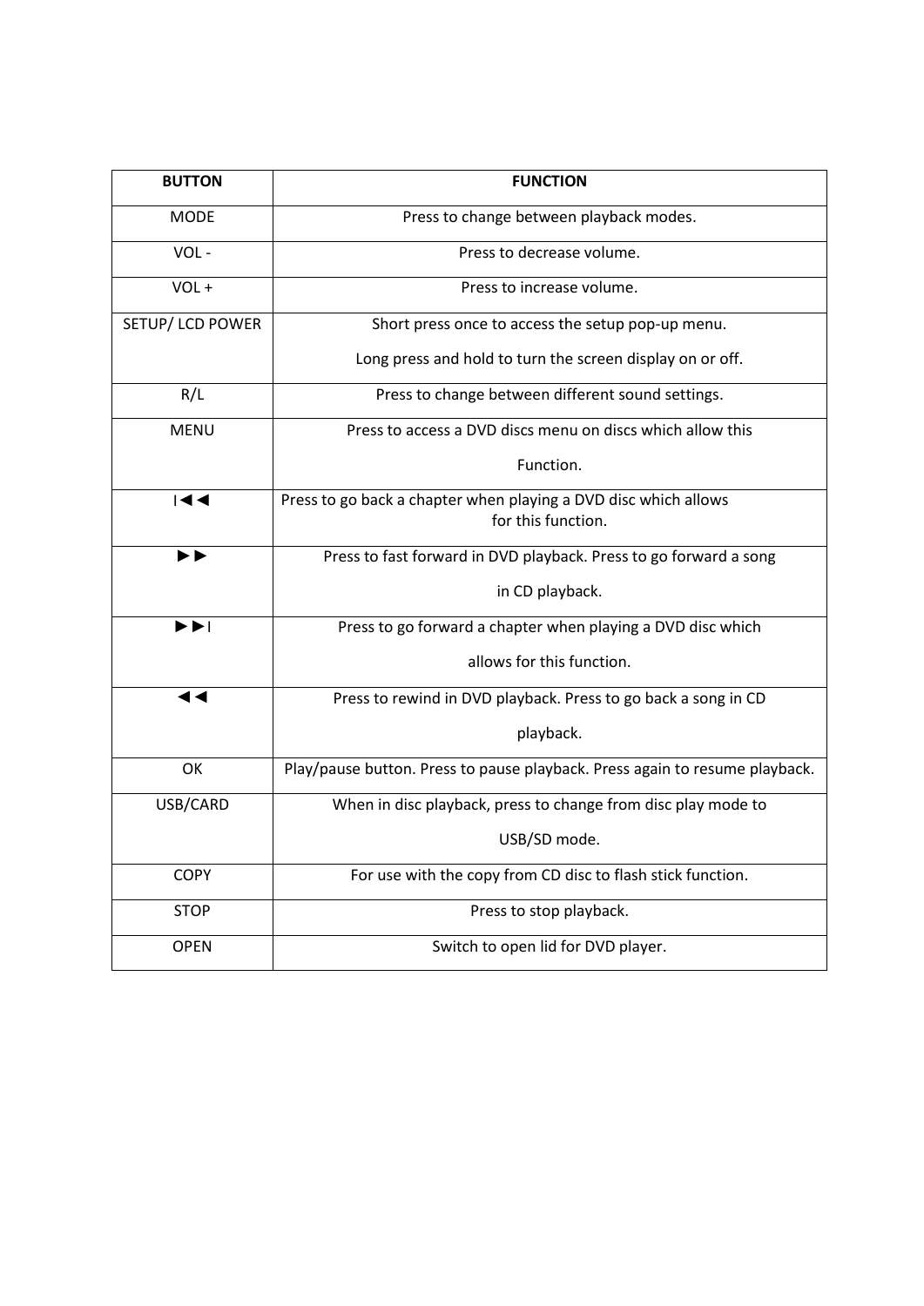| BUTTON | FUNCTION |
| --- | --- |
| MODE | Press to change between playback modes. |
| VOL - | Press to decrease volume. |
| VOL + | Press to increase volume. |
| SETUP/ LCD POWER | Short press once to access the setup pop-up menu. Long press and hold to turn the screen display on or off. |
| R/L | Press to change between different sound settings. |
| MENU | Press to access a DVD discs menu on discs which allow this Function. |
| I◄◄ | Press to go back a chapter when playing a DVD disc which allows for this function. |
| ►► | Press to fast forward in DVD playback. Press to go forward a song in CD playback. |
| ►►I | Press to go forward a chapter when playing a DVD disc which allows for this function. |
| ◄◄ | Press to rewind in DVD playback. Press to go back a song in CD playback. |
| OK | Play/pause button. Press to pause playback. Press again to resume playback. |
| USB/CARD | When in disc playback, press to change from disc play mode to USB/SD mode. |
| COPY | For use with the copy from CD disc to flash stick function. |
| STOP | Press to stop playback. |
| OPEN | Switch to open lid for DVD player. |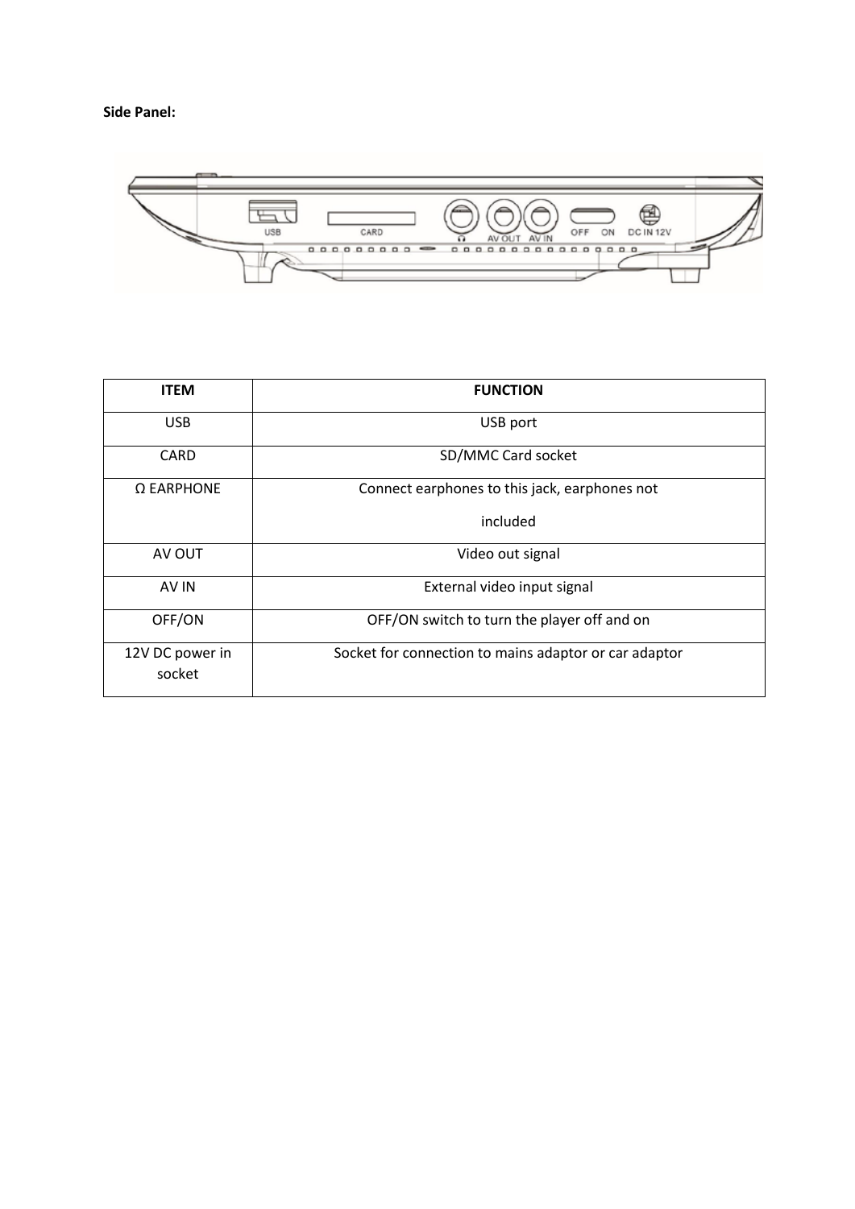**Side Panel:**

| ITEM | FUNCTION |
|---|---|
| USB | USB port |
| CARD | SD/MMC Card socket |
| Ω EARPHONE | Connect earphones to this jack, earphones not included |
| AV OUT | Video out signal |
| AV IN | External video input signal |
| OFF/ON | OFF/ON switch to turn the player off and on |
| 12V DC power in socket | Socket for connection to mains adaptor or car adaptor |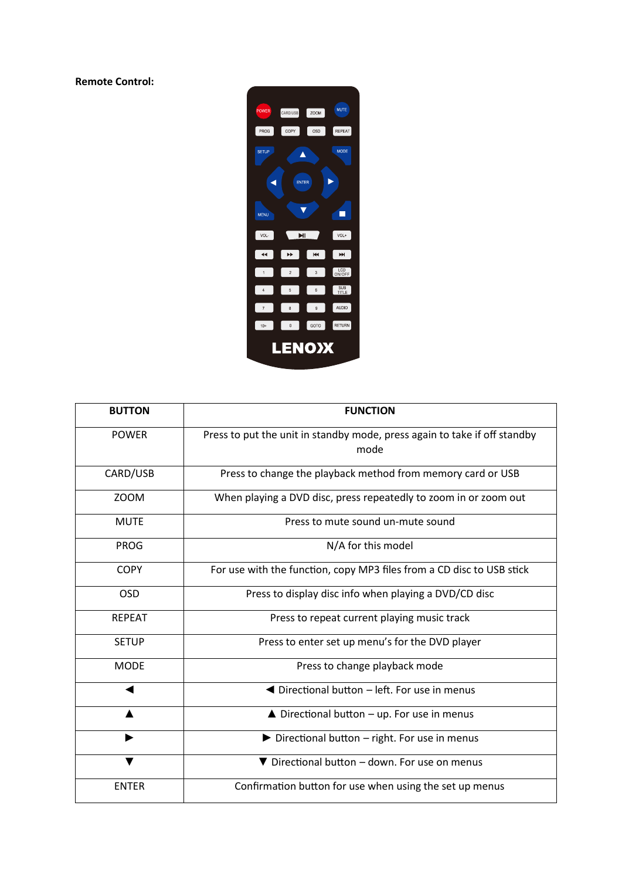**Remote Control:**

| BUTTON | FUNCTION |
| --- | --- |
| POWER | Press to put the unit in standby mode, press again to take if off standby mode |
| CARD/USB | Press to change the playback method from memory card or USB |
| ZOOM | When playing a DVD disc, press repeatedly to zoom in or zoom out |
| MUTE | Press to mute sound un-mute sound |
| PROG | N/A for this model |
| COPY | For use with the function, copy MP3 files from a CD disc to USB stick |
| OSD | Press to display disc info when playing a DVD/CD disc |
| REPEAT | Press to repeat current playing music track |
| SETUP | Press to enter set up menu's for the DVD player |
| MODE | Press to change playback mode |
| ◀ | ◀ Directional button – left. For use in menus |
| ▲ | ▲ Directional button – up. For use in menus |
| ▶ | ▶ Directional button – right. For use in menus |
| ▼ | ▼ Directional button – down. For use on menus |
| ENTER | Confirmation button for use when using the set up menus |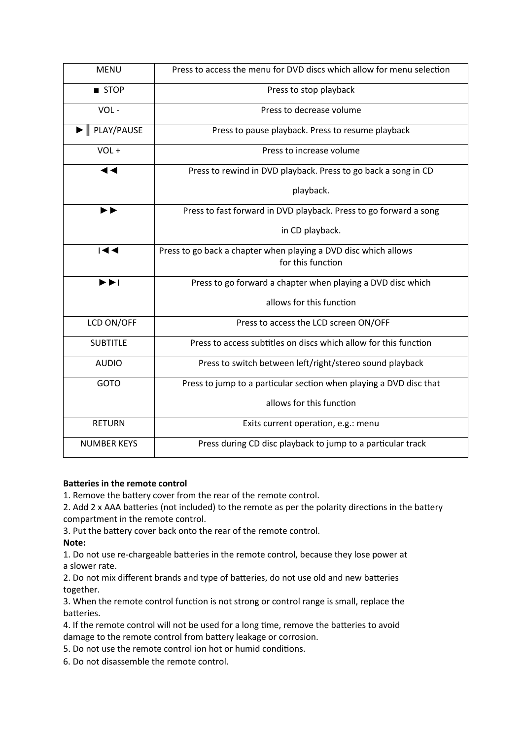| MENU | Press to access the menu for DVD discs which allow for menu selection |
|---|---|
| ■ STOP | Press to stop playback |
| VOL - | Press to decrease volume |
| ►‖ PLAY/PAUSE | Press to pause playback. Press to resume playback |
| VOL + | Press to increase volume |
| ◄◄ | Press to rewind in DVD playback. Press to go back a song in CD playback. |
| ►► | Press to fast forward in DVD playback. Press to go forward a song in CD playback. |
| I◄◄ | Press to go back a chapter when playing a DVD disc which allows for this function |
| ►►I | Press to go forward a chapter when playing a DVD disc which allows for this function |
| LCD ON/OFF | Press to access the LCD screen ON/OFF |
| SUBTITLE | Press to access subtitles on discs which allow for this function |
| AUDIO | Press to switch between left/right/stereo sound playback |
| GOTO | Press to jump to a particular section when playing a DVD disc that allows for this function |
| RETURN | Exits current operation, e.g.: menu |
| NUMBER KEYS | Press during CD disc playback to jump to a particular track |

**Batteries in the remote control**

1. Remove the battery cover from the rear of the remote control.
2. Add 2 x AAA batteries (not included) to the remote as per the polarity directions in the battery compartment in the remote control.
3. Put the battery cover back onto the rear of the remote control.

**Note:**

1. Do not use re-chargeable batteries in the remote control, because they lose power at a slower rate.
2. Do not mix different brands and type of batteries, do not use old and new batteries together.
3. When the remote control function is not strong or control range is small, replace the batteries.
4. If the remote control will not be used for a long time, remove the batteries to avoid damage to the remote control from battery leakage or corrosion.
5. Do not use the remote control ion hot or humid conditions.
6. Do not disassemble the remote control.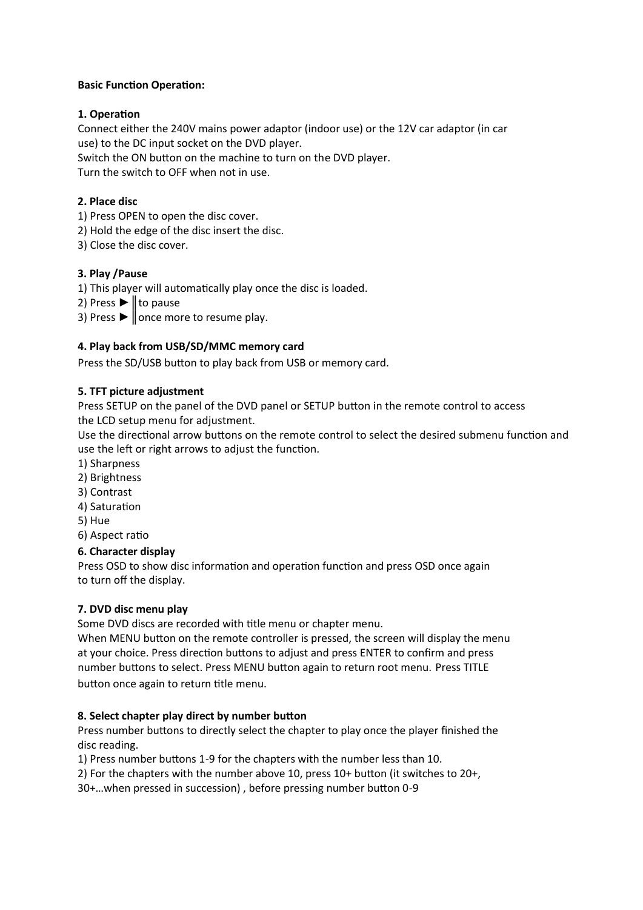**Basic Function Operation:**

**1. Operation**

Connect either the 240V mains power adaptor (indoor use) or the 12V car adaptor (in car use) to the DC input socket on the DVD player.
Switch the ON button on the machine to turn on the DVD player.
Turn the switch to OFF when not in use.

**2. Place disc**

1) Press OPEN to open the disc cover.
2) Hold the edge of the disc insert the disc.
3) Close the disc cover.

**3. Play /Pause**

1) This player will automatically play once the disc is loaded.
2) Press ►‖ to pause
3) Press ►‖ once more to resume play.

**4. Play back from USB/SD/MMC memory card**

Press the SD/USB button to play back from USB or memory card.

**5. TFT picture adjustment**

Press SETUP on the panel of the DVD panel or SETUP button in the remote control to access the LCD setup menu for adjustment.
Use the directional arrow buttons on the remote control to select the desired submenu function and use the left or right arrows to adjust the function.

1) Sharpness
2) Brightness
3) Contrast
4) Saturation
5) Hue
6) Aspect ratio

**6. Character display**

Press OSD to show disc information and operation function and press OSD once again to turn off the display.

**7. DVD disc menu play**

Some DVD discs are recorded with title menu or chapter menu.
When MENU button on the remote controller is pressed, the screen will display the menu at your choice. Press direction buttons to adjust and press ENTER to confirm and press number buttons to select. Press MENU button again to return root menu. Press TITLE button once again to return title menu.

**8. Select chapter play direct by number button**

Press number buttons to directly select the chapter to play once the player finished the disc reading.

1) Press number buttons 1-9 for the chapters with the number less than 10.
2) For the chapters with the number above 10, press 10+ button (it switches to 20+, 30+…when pressed in succession) , before pressing number button 0-9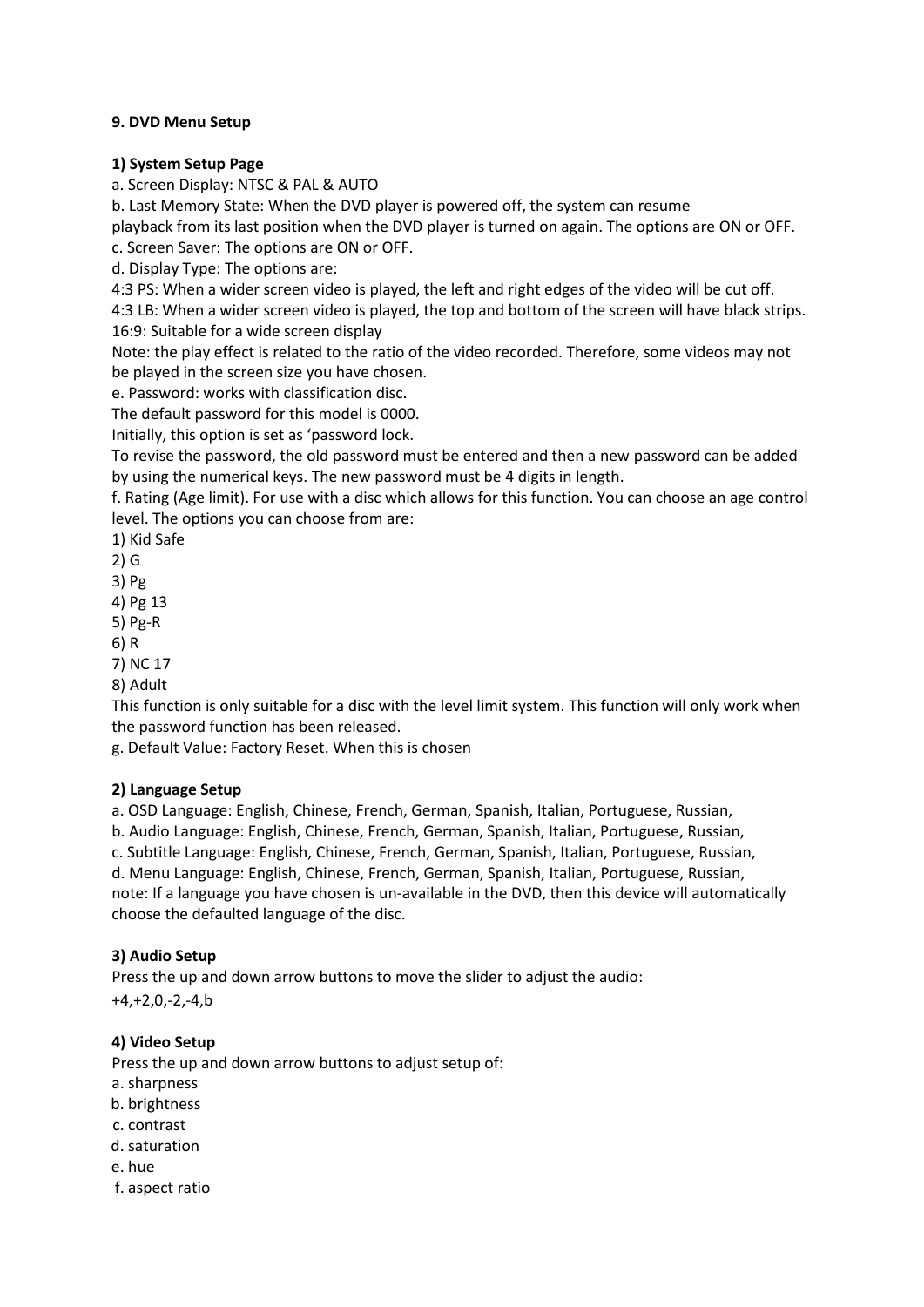**9. DVD Menu Setup**

**1) System Setup Page**

a. Screen Display: NTSC & PAL & AUTO

b. Last Memory State: When the DVD player is powered off, the system can resume playback from its last position when the DVD player is turned on again. The options are ON or OFF.

c. Screen Saver: The options are ON or OFF.

d. Display Type: The options are:

4:3 PS: When a wider screen video is played, the left and right edges of the video will be cut off.

4:3 LB: When a wider screen video is played, the top and bottom of the screen will have black strips.

16:9: Suitable for a wide screen display

Note: the play effect is related to the ratio of the video recorded. Therefore, some videos may not be played in the screen size you have chosen.

e. Password: works with classification disc.

The default password for this model is 0000.

Initially, this option is set as 'password lock.

To revise the password, the old password must be entered and then a new password can be added by using the numerical keys. The new password must be 4 digits in length.

f. Rating (Age limit). For use with a disc which allows for this function. You can choose an age control level. The options you can choose from are:

1) Kid Safe
2) G
3) Pg
4) Pg 13
5) Pg-R
6) R
7) NC 17
8) Adult

This function is only suitable for a disc with the level limit system. This function will only work when the password function has been released.

g. Default Value: Factory Reset. When this is chosen

**2) Language Setup**

a. OSD Language: English, Chinese, French, German, Spanish, Italian, Portuguese, Russian,

b. Audio Language: English, Chinese, French, German, Spanish, Italian, Portuguese, Russian,

c. Subtitle Language: English, Chinese, French, German, Spanish, Italian, Portuguese, Russian,

d. Menu Language: English, Chinese, French, German, Spanish, Italian, Portuguese, Russian,

note: If a language you have chosen is un-available in the DVD, then this device will automatically choose the defaulted language of the disc.

**3) Audio Setup**

Press the up and down arrow buttons to move the slider to adjust the audio:

+4,+2,0,-2,-4,b

**4) Video Setup**

Press the up and down arrow buttons to adjust setup of:

a. sharpness
b. brightness
c. contrast
d. saturation
e. hue
f. aspect ratio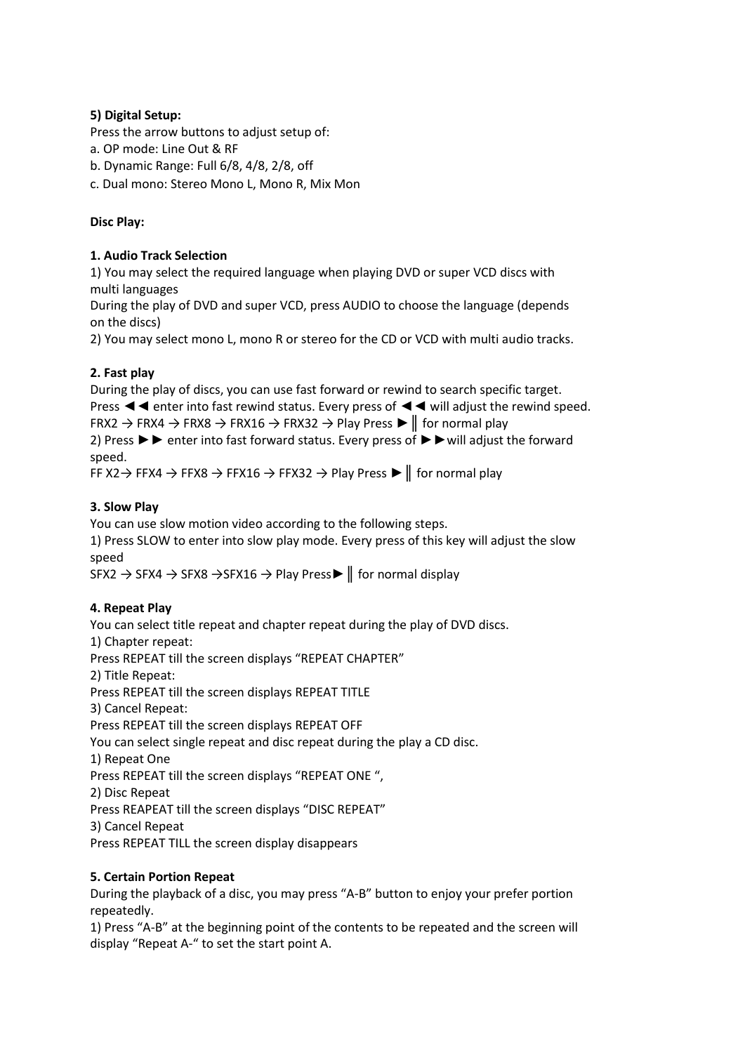**5) Digital Setup:**

Press the arrow buttons to adjust setup of:

a. OP mode: Line Out & RF

b. Dynamic Range: Full 6/8, 4/8, 2/8, off

c. Dual mono: Stereo Mono L, Mono R, Mix Mon

**Disc Play:**

**1. Audio Track Selection**

1) You may select the required language when playing DVD or super VCD discs with multi languages

During the play of DVD and super VCD, press AUDIO to choose the language (depends on the discs)

2) You may select mono L, mono R or stereo for the CD or VCD with multi audio tracks.

**2. Fast play**

During the play of discs, you can use fast forward or rewind to search specific target.

Press ◄◄ enter into fast rewind status. Every press of ◄◄ will adjust the rewind speed.

FRX2 → FRX4 → FRX8 → FRX16 → FRX32 → Play Press ►‖ for normal play

2) Press ►► enter into fast forward status. Every press of ►►will adjust the forward speed.

FF X2→ FFX4 → FFX8 → FFX16 → FFX32 → Play Press ►‖ for normal play

**3. Slow Play**

You can use slow motion video according to the following steps.

1) Press SLOW to enter into slow play mode. Every press of this key will adjust the slow speed

SFX2 → SFX4 → SFX8 →SFX16 → Play Press►‖ for normal display

**4. Repeat Play**

You can select title repeat and chapter repeat during the play of DVD discs.

1) Chapter repeat:

Press REPEAT till the screen displays “REPEAT CHAPTER”

2) Title Repeat:

Press REPEAT till the screen displays REPEAT TITLE

3) Cancel Repeat:

Press REPEAT till the screen displays REPEAT OFF

You can select single repeat and disc repeat during the play a CD disc.

1) Repeat One

Press REPEAT till the screen displays “REPEAT ONE “,

2) Disc Repeat

Press REAPEAT till the screen displays “DISC REPEAT”

3) Cancel Repeat

Press REPEAT TILL the screen display disappears

**5. Certain Portion Repeat**

During the playback of a disc, you may press “A-B” button to enjoy your prefer portion repeatedly.

1) Press “A-B” at the beginning point of the contents to be repeated and the screen will display “Repeat A-“ to set the start point A.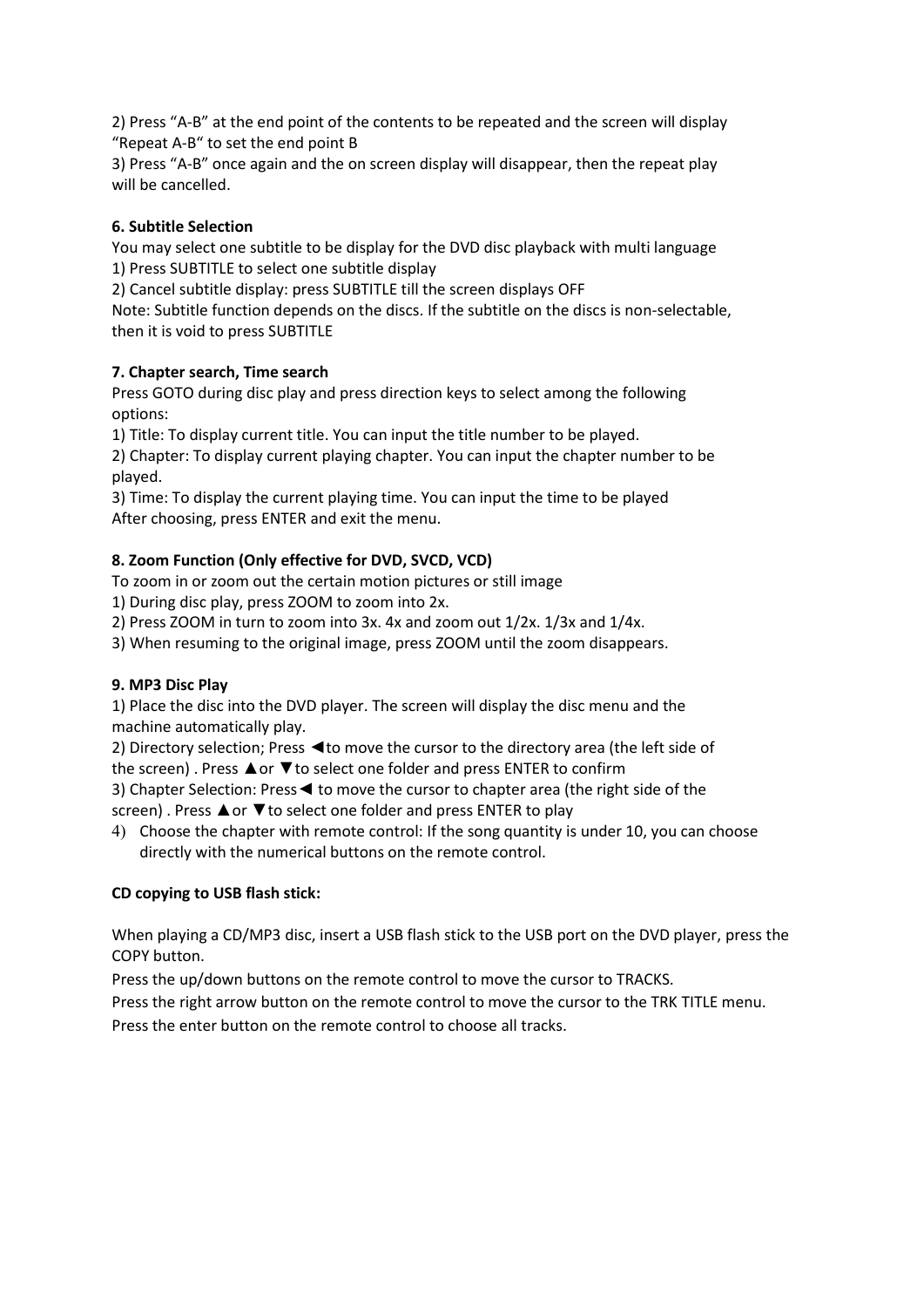2) Press “A-B” at the end point of the contents to be repeated and the screen will display “Repeat A-B“ to set the end point B

3) Press “A-B” once again and the on screen display will disappear, then the repeat play will be cancelled.

**6. Subtitle Selection**

You may select one subtitle to be display for the DVD disc playback with multi language

1) Press SUBTITLE to select one subtitle display

2) Cancel subtitle display: press SUBTITLE till the screen displays OFF

Note: Subtitle function depends on the discs. If the subtitle on the discs is non-selectable, then it is void to press SUBTITLE

**7. Chapter search, Time search**

Press GOTO during disc play and press direction keys to select among the following options:

1) Title: To display current title. You can input the title number to be played.

2) Chapter: To display current playing chapter. You can input the chapter number to be played.

3) Time: To display the current playing time. You can input the time to be played

After choosing, press ENTER and exit the menu.

**8. Zoom Function (Only effective for DVD, SVCD, VCD)**

To zoom in or zoom out the certain motion pictures or still image

1) During disc play, press ZOOM to zoom into 2x.

2) Press ZOOM in turn to zoom into 3x. 4x and zoom out 1/2x. 1/3x and 1/4x.

3) When resuming to the original image, press ZOOM until the zoom disappears.

**9. MP3 Disc Play**

1) Place the disc into the DVD player. The screen will display the disc menu and the machine automatically play.

2) Directory selection; Press ◄to move the cursor to the directory area (the left side of the screen) . Press ▲or ▼to select one folder and press ENTER to confirm

3) Chapter Selection: Press◄ to move the cursor to chapter area (the right side of the screen) . Press ▲or ▼to select one folder and press ENTER to play

4) Choose the chapter with remote control: If the song quantity is under 10, you can choose directly with the numerical buttons on the remote control.

**CD copying to USB flash stick:**

When playing a CD/MP3 disc, insert a USB flash stick to the USB port on the DVD player, press the COPY button.

Press the up/down buttons on the remote control to move the cursor to TRACKS.

Press the right arrow button on the remote control to move the cursor to the TRK TITLE menu.

Press the enter button on the remote control to choose all tracks.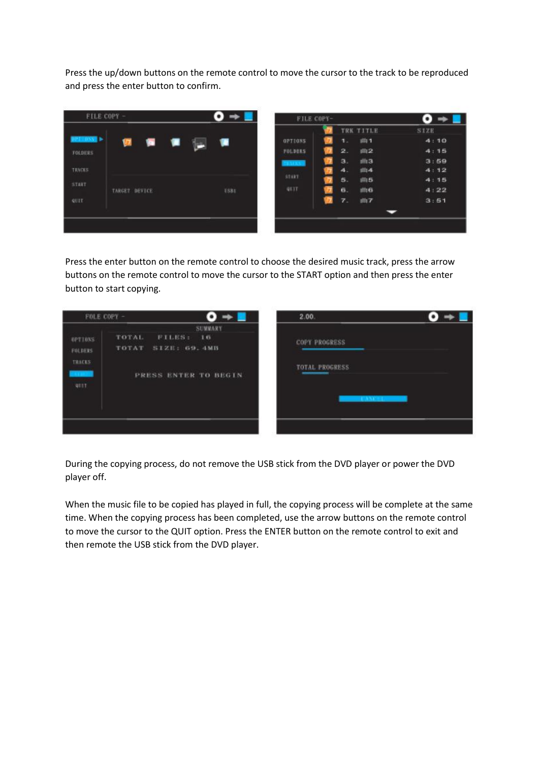Press the up/down buttons on the remote control to move the cursor to the track to be reproduced and press the enter button to confirm.

Press the enter button on the remote control to choose the desired music track, press the arrow buttons on the remote control to move the cursor to the START option and then press the enter button to start copying.

During the copying process, do not remove the USB stick from the DVD player or power the DVD player off.

When the music file to be copied has played in full, the copying process will be complete at the same time. When the copying process has been completed, use the arrow buttons on the remote control to move the cursor to the QUIT option. Press the ENTER button on the remote control to exit and then remote the USB stick from the DVD player.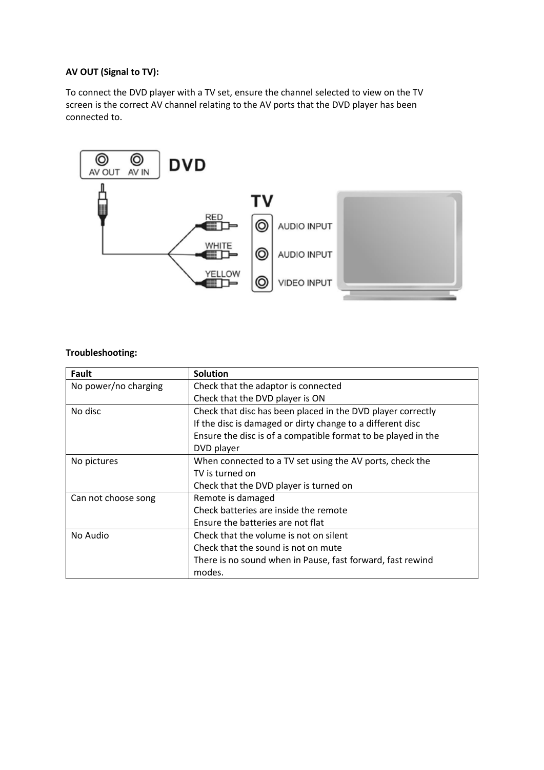**AV OUT (Signal to TV):**

To connect the DVD player with a TV set, ensure the channel selected to view on the TV screen is the correct AV channel relating to the AV ports that the DVD player has been connected to.

**Troubleshooting:**

| Fault | Solution |
| --- | --- |
| No power/no charging | Check that the adaptor is connected<br>Check that the DVD player is ON |
| No disc | Check that disc has been placed in the DVD player correctly<br>If the disc is damaged or dirty change to a different disc<br>Ensure the disc is of a compatible format to be played in the DVD player |
| No pictures | When connected to a TV set using the AV ports, check the TV is turned on<br>Check that the DVD player is turned on |
| Can not choose song | Remote is damaged<br>Check batteries are inside the remote<br>Ensure the batteries are not flat |
| No Audio | Check that the volume is not on silent<br>Check that the sound is not on mute<br>There is no sound when in Pause, fast forward, fast rewind modes. |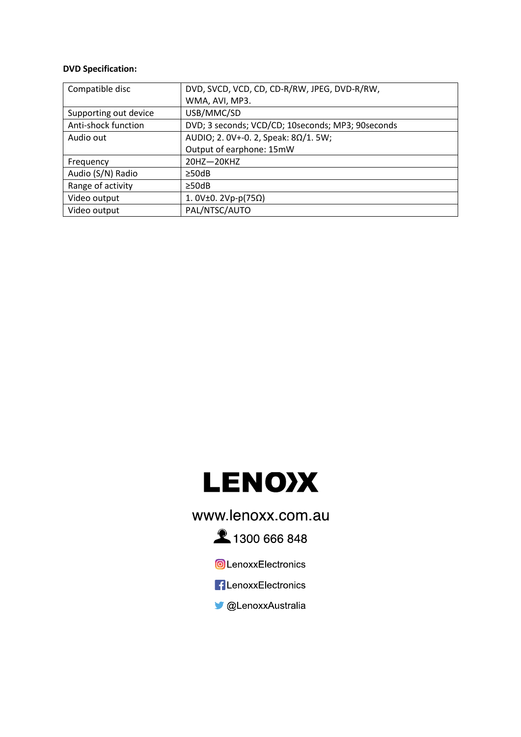**DVD Specification:**

| | |
|---|---|
| Compatible disc | DVD, SVCD, VCD, CD, CD-R/RW, JPEG, DVD-R/RW, WMA, AVI, MP3. |
| Supporting out device | USB/MMC/SD |
| Anti-shock function | DVD; 3 seconds; VCD/CD; 10seconds; MP3; 90seconds |
| Audio out | AUDIO; 2. 0V+-0. 2, Speak: 8Ω/1. 5W; Output of earphone: 15mW |
| Frequency | 20HZ—20KHZ |
| Audio (S/N) Radio | ≥50dB |
| Range of activity | ≥50dB |
| Video output | 1. 0V±0. 2Vp-p(75Ω) |
| Video output | PAL/NTSC/AUTO |

LENOXX

www.lenoxx.com.au

1300 666 848

LenoxxElectronics

LenoxxElectronics

@LenoxxAustralia